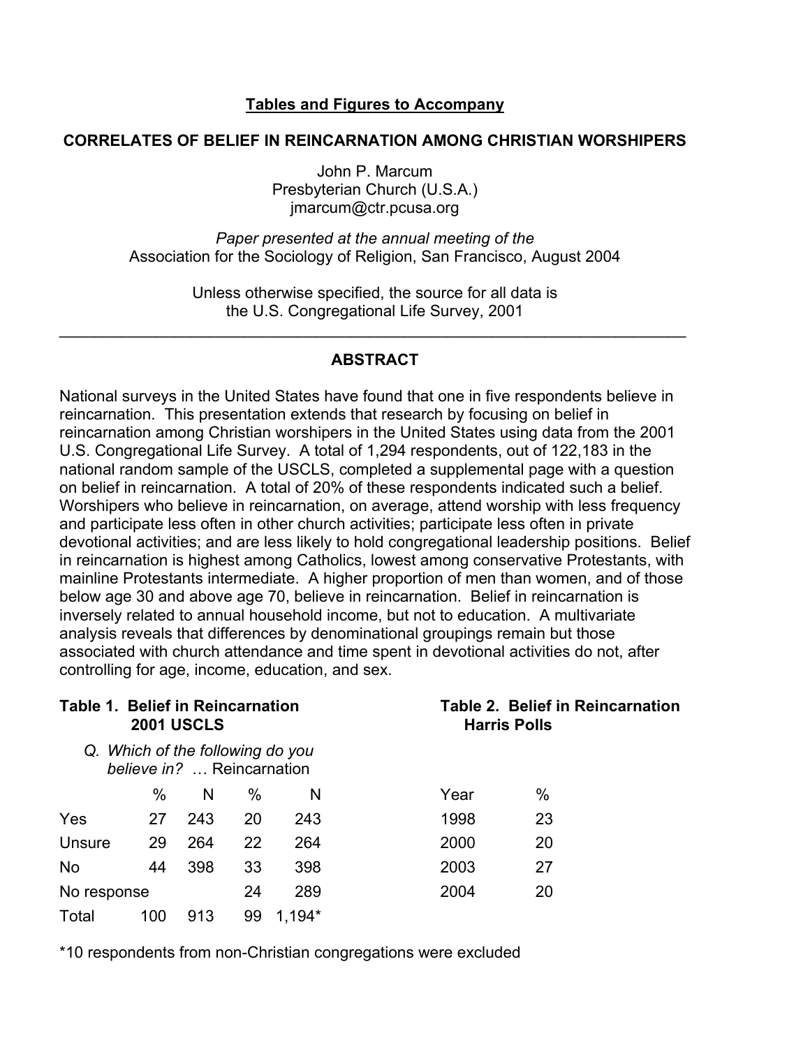**Tables and Figures to Accompany**

**CORRELATES OF BELIEF IN REINCARNATION AMONG CHRISTIAN WORSHIPERS**

John P. Marcum
Presbyterian Church (U.S.A.)
jmarcum@ctr.pcusa.org

*Paper presented at the annual meeting of the*
Association for the Sociology of Religion, San Francisco, August 2004

Unless otherwise specified, the source for all data is
the U.S. Congregational Life Survey, 2001

---

## ABSTRACT

National surveys in the United States have found that one in five respondents believe in reincarnation. This presentation extends that research by focusing on belief in reincarnation among Christian worshipers in the United States using data from the 2001 U.S. Congregational Life Survey. A total of 1,294 respondents, out of 122,183 in the national random sample of the USCLS, completed a supplemental page with a question on belief in reincarnation. A total of 20% of these respondents indicated such a belief. Worshipers who believe in reincarnation, on average, attend worship with less frequency and participate less often in other church activities; participate less often in private devotional activities; and are less likely to hold congregational leadership positions. Belief in reincarnation is highest among Catholics, lowest among conservative Protestants, with mainline Protestants intermediate. A higher proportion of men than women, and of those below age 30 and above age 70, believe in reincarnation. Belief in reincarnation is inversely related to annual household income, but not to education. A multivariate analysis reveals that differences by denominational groupings remain but those associated with church attendance and time spent in devotional activities do not, after controlling for age, income, education, and sex.

**Table 1. Belief in Reincarnation 2001 USCLS**

*Q. Which of the following do you believe in?* … Reincarnation

| | % | N | % | N |
|---|---|---|---|---|
| Yes | 27 | 243 | 20 | 243 |
| Unsure | 29 | 264 | 22 | 264 |
| No | 44 | 398 | 33 | 398 |
| No response | | | 24 | 289 |
| Total | 100 | 913 | 99 | 1,194* |

*10 respondents from non-Christian congregations were excluded

**Table 2. Belief in Reincarnation Harris Polls**

| Year | % |
|---|---|
| 1998 | 23 |
| 2000 | 20 |
| 2003 | 27 |
| 2004 | 20 |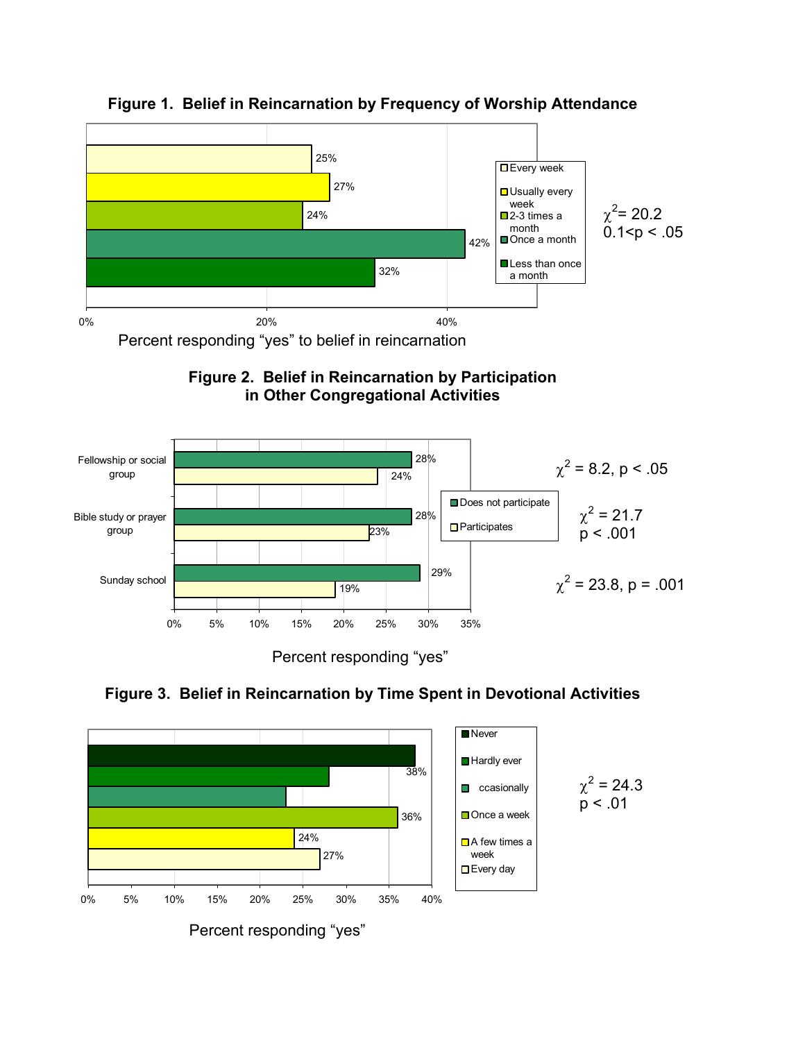**Figure 1. Belief in Reincarnation by Frequency of Worship Attendance**

| Frequency of worship attendance | Percent responding "yes" to belief in reincarnation |
| --- | --- |
| Every week | 25% |
| Usually every week | 27% |
| 2-3 times a month | 24% |
| Once a month | 42% |
| Less than once a month | 32% |

$\chi^2 = 20.2$
$0.1 < p < .05$

**Figure 2. Belief in Reincarnation by Participation in Other Congregational Activities**

| Activity | Does not participate | Participates | Statistic |
| --- | --- | --- | --- |
| Fellowship or social group | 28% | 24% | $\chi^2 = 8.2$, $p < .05$ |
| Bible study or prayer group | 28% | 23% | $\chi^2 = 21.7$, $p < .001$ |
| Sunday school | 29% | 19% | $\chi^2 = 23.8$, $p = .001$ |

Percent responding "yes"

**Figure 3. Belief in Reincarnation by Time Spent in Devotional Activities**

| Time spent in devotional activities | Percent responding "yes" |
| --- | --- |
| Never | 38% |
| Hardly ever | |
| ccasionally | |
| Once a week | 36% |
| A few times a week | 24% |
| Every day | 27% |

$\chi^2 = 24.3$
$p < .01$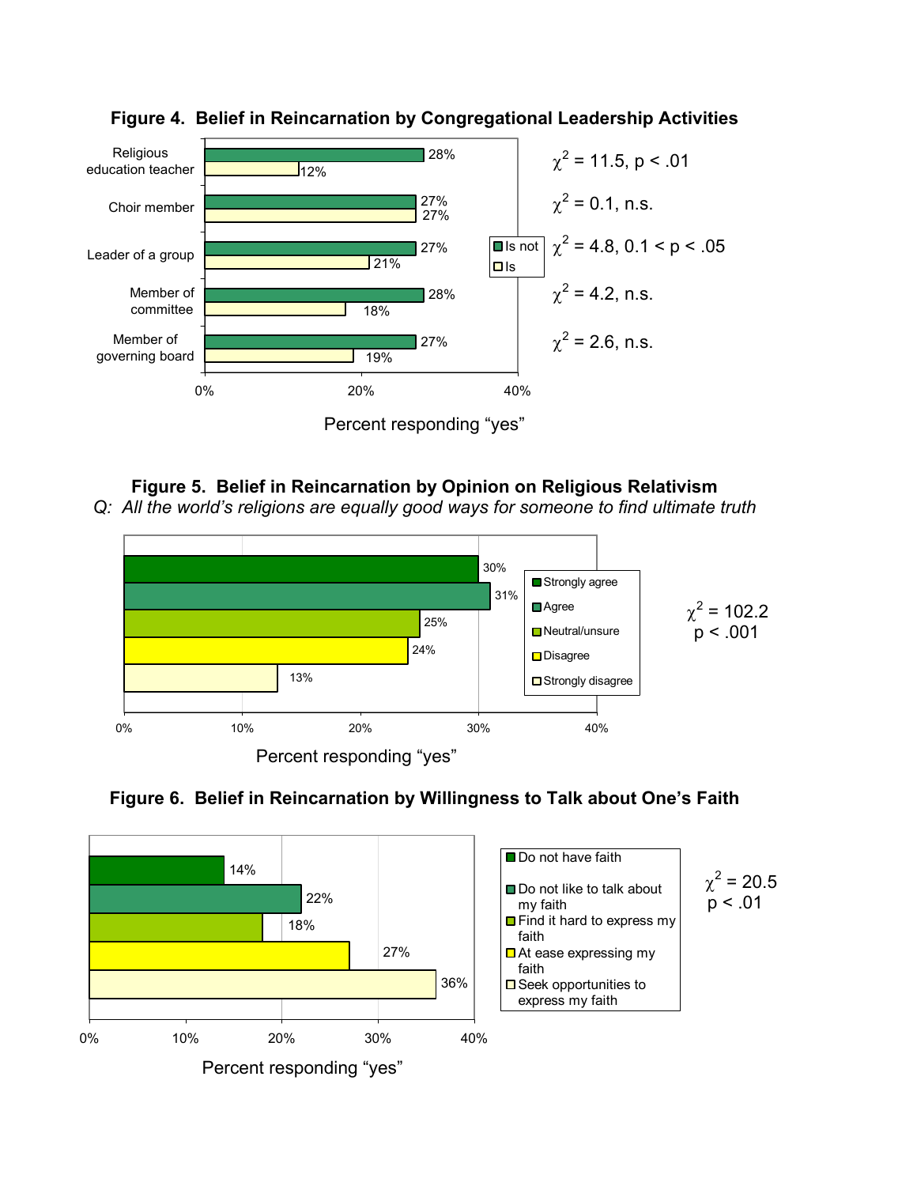**Figure 4. Belief in Reincarnation by Congregational Leadership Activities**

Percent responding "yes"

| Activity | Is not | Is | Statistic |
|---|---|---|---|
| Religious education teacher | 28% | 12% | $\chi^2 = 11.5$, $p < .01$ |
| Choir member | 27% | 27% | $\chi^2 = 0.1$, n.s. |
| Leader of a group | 27% | 21% | $\chi^2 = 4.8$, $0.1 < p < .05$ |
| Member of committee | 28% | 18% | $\chi^2 = 4.2$, n.s. |
| Member of governing board | 27% | 19% | $\chi^2 = 2.6$, n.s. |

**Figure 5. Belief in Reincarnation by Opinion on Religious Relativism**

*Q: All the world's religions are equally good ways for someone to find ultimate truth*

Percent responding "yes"

| Response | Percent |
|---|---|
| Strongly agree | 30% |
| Agree | 31% |
| Neutral/unsure | 25% |
| Disagree | 24% |
| Strongly disagree | 13% |

$\chi^2 = 102.2$
$p < .001$

**Figure 6. Belief in Reincarnation by Willingness to Talk about One's Faith**

Percent responding "yes"

| Response | Percent |
|---|---|
| Do not have faith | 14% |
| Do not like to talk about my faith | 22% |
| Find it hard to express my faith | 18% |
| At ease expressing my faith | 27% |
| Seek opportunities to express my faith | 36% |

$\chi^2 = 20.5$
$p < .01$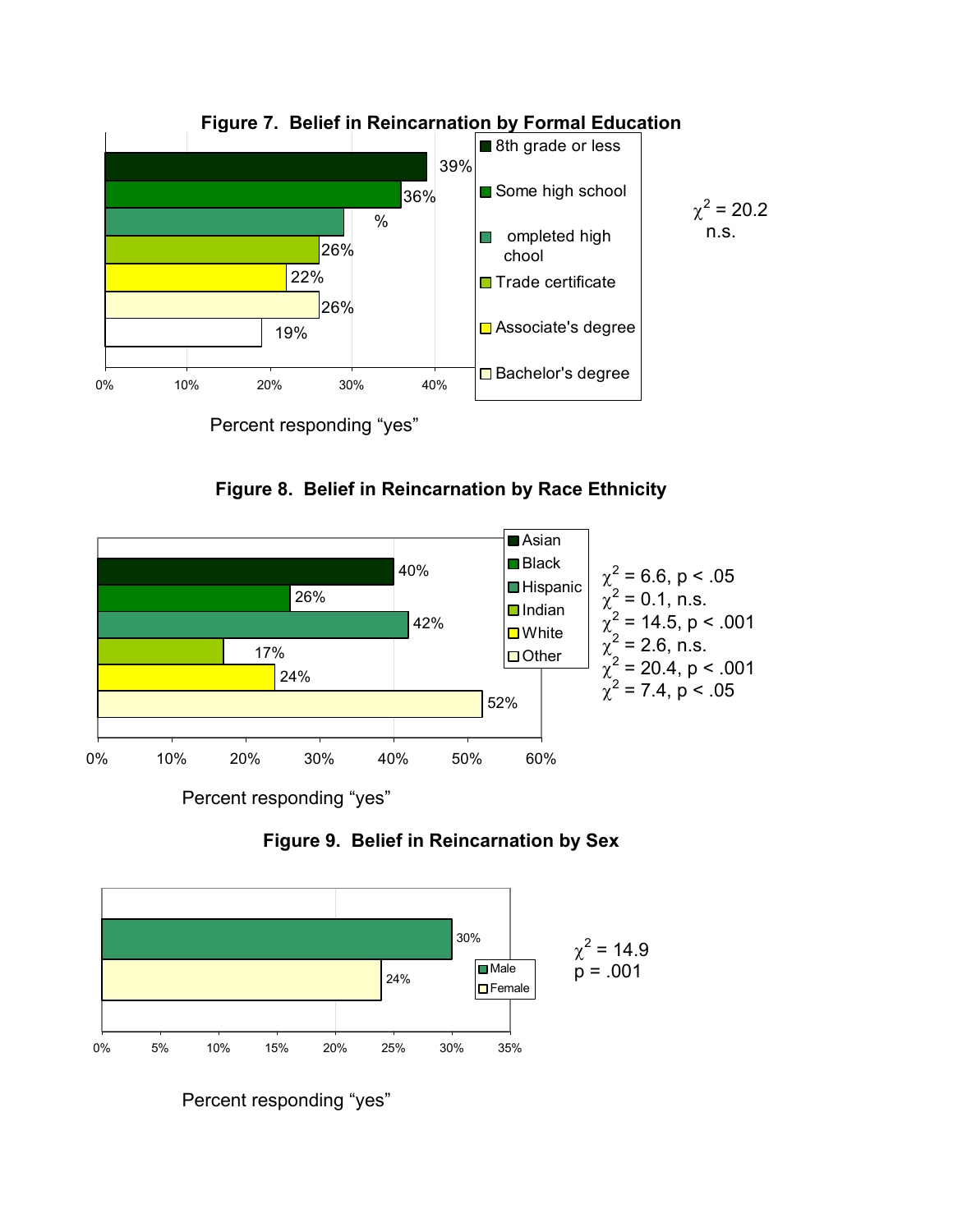**Figure 7. Belief in Reincarnation by Formal Education**

| Education | Percent responding "yes" |
|---|---|
| 8th grade or less | 39% |
| Some high school | 36% |
| ompleted high chool | % |
| Trade certificate | 26% |
| Associate's degree | 22% |
| Bachelor's degree | 26% |
| | 19% |

$\chi^2 = 20.2$
n.s.

Percent responding "yes"

**Figure 8. Belief in Reincarnation by Race Ethnicity**

| Race Ethnicity | Percent responding "yes" | |
|---|---|---|
| Asian | 40% | $\chi^2 = 6.6$, $p < .05$ |
| Black | 26% | $\chi^2 = 0.1$, n.s. |
| Hispanic | 42% | $\chi^2 = 14.5$, $p < .001$ |
| Indian | 17% | $\chi^2 = 2.6$, n.s. |
| White | 24% | $\chi^2 = 20.4$, $p < .001$ |
| Other | 52% | $\chi^2 = 7.4$, $p < .05$ |

Percent responding "yes"

**Figure 9. Belief in Reincarnation by Sex**

| Sex | Percent responding "yes" |
|---|---|
| Male | 30% |
| Female | 24% |

$\chi^2 = 14.9$
$p = .001$

Percent responding "yes"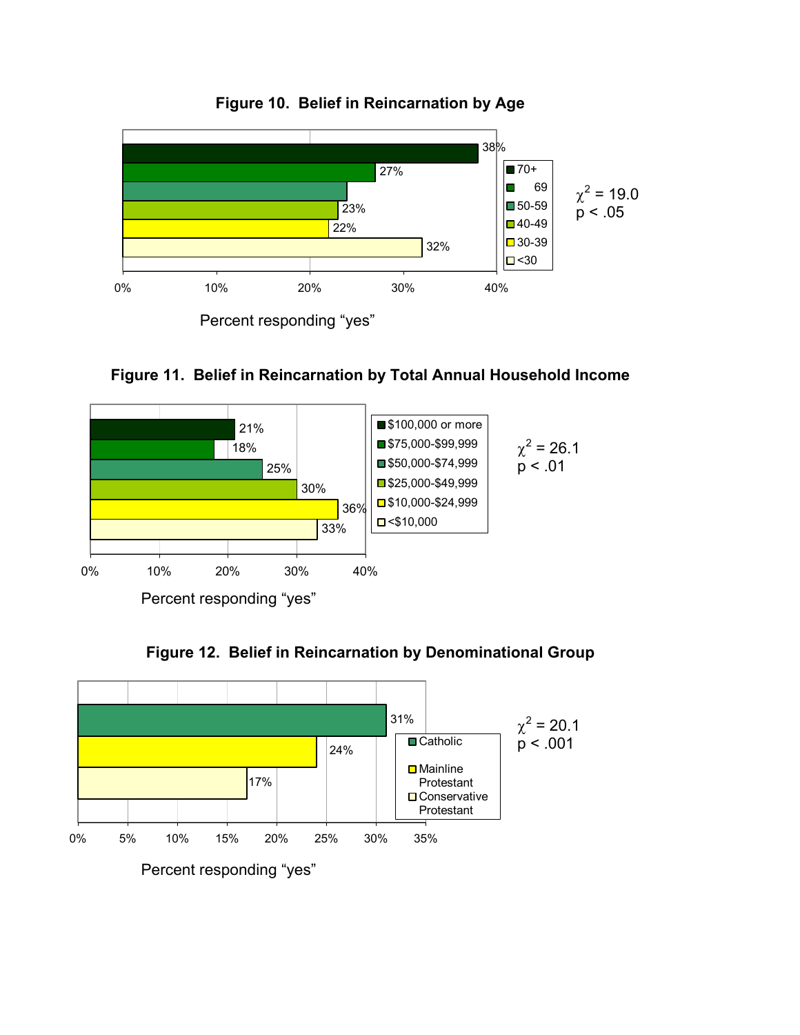**Figure 10. Belief in Reincarnation by Age**

| Age | Percent responding "yes" |
|---|---|
| 70+ | 38% |
| 69 | 27% |
| 50-59 | |
| 40-49 | 23% |
| 30-39 | 22% |
| <30 | 32% |

$\chi^2 = 19.0$
$p < .05$

**Figure 11. Belief in Reincarnation by Total Annual Household Income**

| Income | Percent responding "yes" |
|---|---|
| $100,000 or more | 21% |
| $75,000-$99,999 | 18% |
| $50,000-$74,999 | 25% |
| $25,000-$49,999 | 30% |
| $10,000-$24,999 | 36% |
| <$10,000 | 33% |

$\chi^2 = 26.1$
$p < .01$

**Figure 12. Belief in Reincarnation by Denominational Group**

| Denominational Group | Percent responding "yes" |
|---|---|
| Catholic | 31% |
| Mainline Protestant | 24% |
| Conservative Protestant | 17% |

$\chi^2 = 20.1$
$p < .001$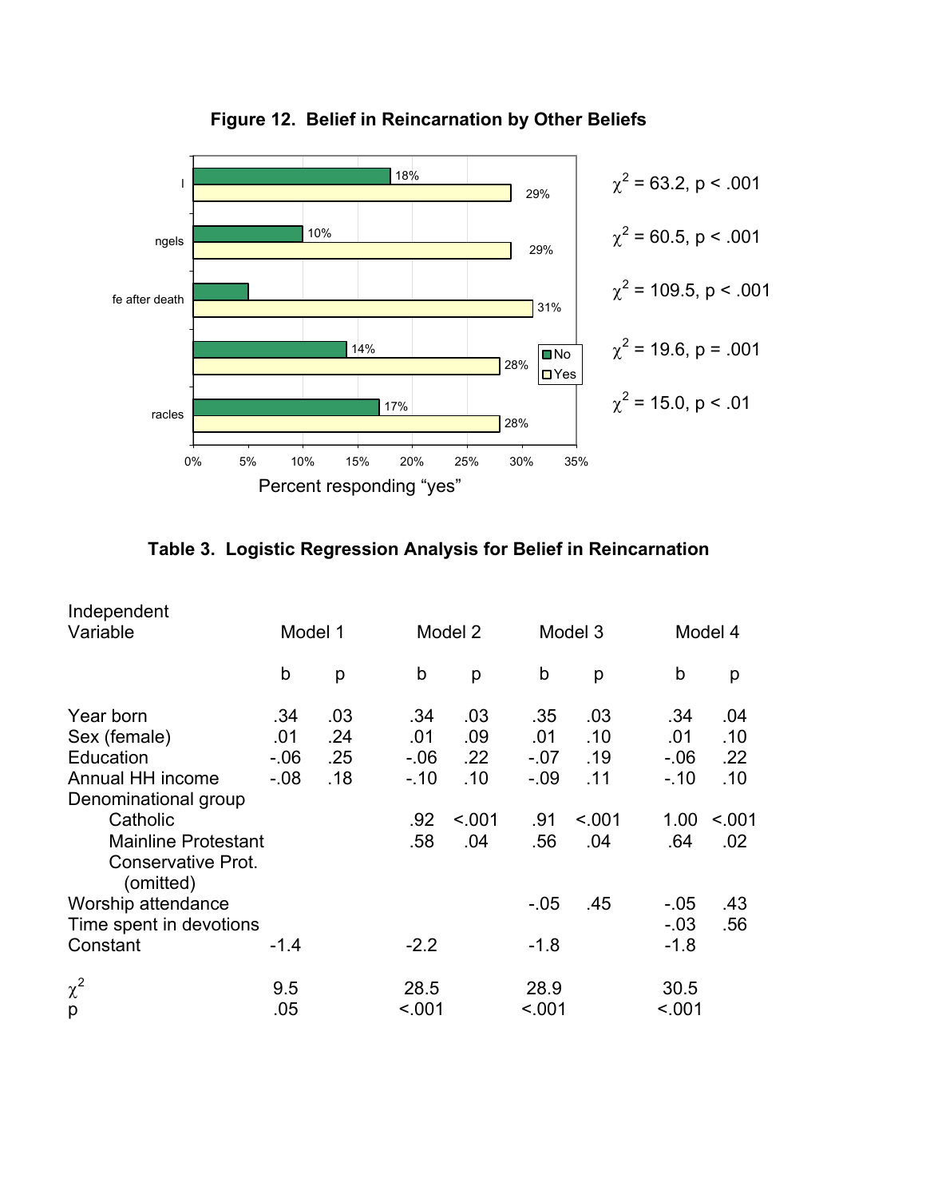**Figure 12. Belief in Reincarnation by Other Beliefs**

l
ngels
fe after death
racles

18%
29%
10%
29%
31%
14%
28%
17%
28%

No
Yes

0% 5% 10% 15% 20% 25% 30% 35%

Percent responding "yes"

$\chi^2$ = 63.2, p < .001

$\chi^2$ = 60.5, p < .001

$\chi^2$ = 109.5, p < .001

$\chi^2$ = 19.6, p = .001

$\chi^2$ = 15.0, p < .01

**Table 3. Logistic Regression Analysis for Belief in Reincarnation**

| Independent Variable | Model 1 | | Model 2 | | Model 3 | | Model 4 | |
|---|---|---|---|---|---|---|---|---|
| | b | p | b | p | b | p | b | p |
| Year born | .34 | .03 | .34 | .03 | .35 | .03 | .34 | .04 |
| Sex (female) | .01 | .24 | .01 | .09 | .01 | .10 | .01 | .10 |
| Education | -.06 | .25 | -.06 | .22 | -.07 | .19 | -.06 | .22 |
| Annual HH income | -.08 | .18 | -.10 | .10 | -.09 | .11 | -.10 | .10 |
| Denominational group | | | | | | | | |
| Catholic | | | .92 | <.001 | .91 | <.001 | 1.00 | <.001 |
| Mainline Protestant | | | .58 | .04 | .56 | .04 | .64 | .02 |
| Conservative Prot. (omitted) | | | | | | | | |
| Worship attendance | | | | | -.05 | .45 | -.05 | .43 |
| Time spent in devotions | | | | | | | -.03 | .56 |
| Constant | -1.4 | | -2.2 | | -1.8 | | -1.8 | |
| $\chi^2$ | 9.5 | | 28.5 | | 28.9 | | 30.5 | |
| p | .05 | | <.001 | | <.001 | | <.001 | |